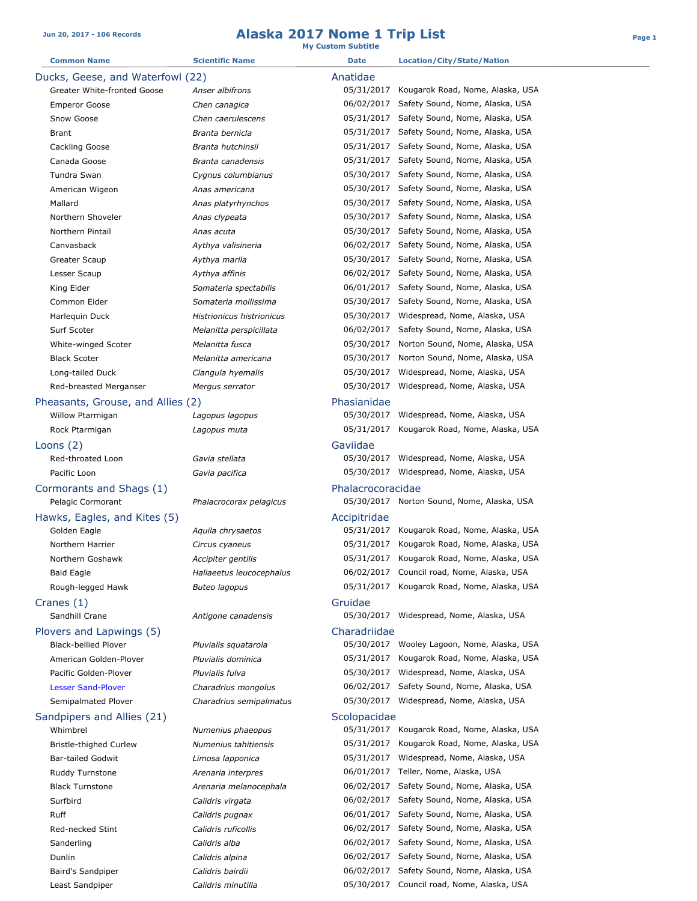# Alaska 2017 Nome 1 Trip List

My Custom Subtitle

Jun 20, 2017 - 106 Records

| Common Name | Scientific Name | Date | Location/City/State/Nation |
|---|---|---|---|
| **Ducks, Geese, and Waterfowl (22)** | | **Anatidae** | |
| Greater White-fronted Goose | *Anser albifrons* | 05/31/2017 | Kougarok Road, Nome, Alaska, USA |
| Emperor Goose | *Chen canagica* | 06/02/2017 | Safety Sound, Nome, Alaska, USA |
| Snow Goose | *Chen caerulescens* | 05/31/2017 | Safety Sound, Nome, Alaska, USA |
| Brant | *Branta bernicla* | 05/31/2017 | Safety Sound, Nome, Alaska, USA |
| Cackling Goose | *Branta hutchinsii* | 05/31/2017 | Safety Sound, Nome, Alaska, USA |
| Canada Goose | *Branta canadensis* | 05/31/2017 | Safety Sound, Nome, Alaska, USA |
| Tundra Swan | *Cygnus columbianus* | 05/30/2017 | Safety Sound, Nome, Alaska, USA |
| American Wigeon | *Anas americana* | 05/30/2017 | Safety Sound, Nome, Alaska, USA |
| Mallard | *Anas platyrhynchos* | 05/30/2017 | Safety Sound, Nome, Alaska, USA |
| Northern Shoveler | *Anas clypeata* | 05/30/2017 | Safety Sound, Nome, Alaska, USA |
| Northern Pintail | *Anas acuta* | 05/30/2017 | Safety Sound, Nome, Alaska, USA |
| Canvasback | *Aythya valisineria* | 06/02/2017 | Safety Sound, Nome, Alaska, USA |
| Greater Scaup | *Aythya marila* | 05/30/2017 | Safety Sound, Nome, Alaska, USA |
| Lesser Scaup | *Aythya affinis* | 06/02/2017 | Safety Sound, Nome, Alaska, USA |
| King Eider | *Somateria spectabilis* | 06/01/2017 | Safety Sound, Nome, Alaska, USA |
| Common Eider | *Somateria mollissima* | 05/30/2017 | Safety Sound, Nome, Alaska, USA |
| Harlequin Duck | *Histrionicus histrionicus* | 05/30/2017 | Widespread, Nome, Alaska, USA |
| Surf Scoter | *Melanitta perspicillata* | 06/02/2017 | Safety Sound, Nome, Alaska, USA |
| White-winged Scoter | *Melanitta fusca* | 05/30/2017 | Norton Sound, Nome, Alaska, USA |
| Black Scoter | *Melanitta americana* | 05/30/2017 | Norton Sound, Nome, Alaska, USA |
| Long-tailed Duck | *Clangula hyemalis* | 05/30/2017 | Widespread, Nome, Alaska, USA |
| Red-breasted Merganser | *Mergus serrator* | 05/30/2017 | Widespread, Nome, Alaska, USA |
| **Pheasants, Grouse, and Allies (2)** | | **Phasianidae** | |
| Willow Ptarmigan | *Lagopus lagopus* | 05/30/2017 | Widespread, Nome, Alaska, USA |
| Rock Ptarmigan | *Lagopus muta* | 05/31/2017 | Kougarok Road, Nome, Alaska, USA |
| **Loons (2)** | | **Gaviidae** | |
| Red-throated Loon | *Gavia stellata* | 05/30/2017 | Widespread, Nome, Alaska, USA |
| Pacific Loon | *Gavia pacifica* | 05/30/2017 | Widespread, Nome, Alaska, USA |
| **Cormorants and Shags (1)** | | **Phalacrocoracidae** | |
| Pelagic Cormorant | *Phalacrocorax pelagicus* | 05/30/2017 | Norton Sound, Nome, Alaska, USA |
| **Hawks, Eagles, and Kites (5)** | | **Accipitridae** | |
| Golden Eagle | *Aquila chrysaetos* | 05/31/2017 | Kougarok Road, Nome, Alaska, USA |
| Northern Harrier | *Circus cyaneus* | 05/31/2017 | Kougarok Road, Nome, Alaska, USA |
| Northern Goshawk | *Accipiter gentilis* | 05/31/2017 | Kougarok Road, Nome, Alaska, USA |
| Bald Eagle | *Haliaeetus leucocephalus* | 06/02/2017 | Council road, Nome, Alaska, USA |
| Rough-legged Hawk | *Buteo lagopus* | 05/31/2017 | Kougarok Road, Nome, Alaska, USA |
| **Cranes (1)** | | **Gruidae** | |
| Sandhill Crane | *Antigone canadensis* | 05/30/2017 | Widespread, Nome, Alaska, USA |
| **Plovers and Lapwings (5)** | | **Charadriidae** | |
| Black-bellied Plover | *Pluvialis squatarola* | 05/30/2017 | Wooley Lagoon, Nome, Alaska, USA |
| American Golden-Plover | *Pluvialis dominica* | 05/31/2017 | Kougarok Road, Nome, Alaska, USA |
| Pacific Golden-Plover | *Pluvialis fulva* | 05/30/2017 | Widespread, Nome, Alaska, USA |
| Lesser Sand-Plover | *Charadrius mongolus* | 06/02/2017 | Safety Sound, Nome, Alaska, USA |
| Semipalmated Plover | *Charadrius semipalmatus* | 05/30/2017 | Widespread, Nome, Alaska, USA |
| **Sandpipers and Allies (21)** | | **Scolopacidae** | |
| Whimbrel | *Numenius phaeopus* | 05/31/2017 | Kougarok Road, Nome, Alaska, USA |
| Bristle-thighed Curlew | *Numenius tahitiensis* | 05/31/2017 | Kougarok Road, Nome, Alaska, USA |
| Bar-tailed Godwit | *Limosa lapponica* | 05/31/2017 | Widespread, Nome, Alaska, USA |
| Ruddy Turnstone | *Arenaria interpres* | 06/01/2017 | Teller, Nome, Alaska, USA |
| Black Turnstone | *Arenaria melanocephala* | 06/02/2017 | Safety Sound, Nome, Alaska, USA |
| Surfbird | *Calidris virgata* | 06/02/2017 | Safety Sound, Nome, Alaska, USA |
| Ruff | *Calidris pugnax* | 06/01/2017 | Safety Sound, Nome, Alaska, USA |
| Red-necked Stint | *Calidris ruficollis* | 06/02/2017 | Safety Sound, Nome, Alaska, USA |
| Sanderling | *Calidris alba* | 06/02/2017 | Safety Sound, Nome, Alaska, USA |
| Dunlin | *Calidris alpina* | 06/02/2017 | Safety Sound, Nome, Alaska, USA |
| Baird's Sandpiper | *Calidris bairdii* | 06/02/2017 | Safety Sound, Nome, Alaska, USA |
| Least Sandpiper | *Calidris minutilla* | 05/30/2017 | Council road, Nome, Alaska, USA |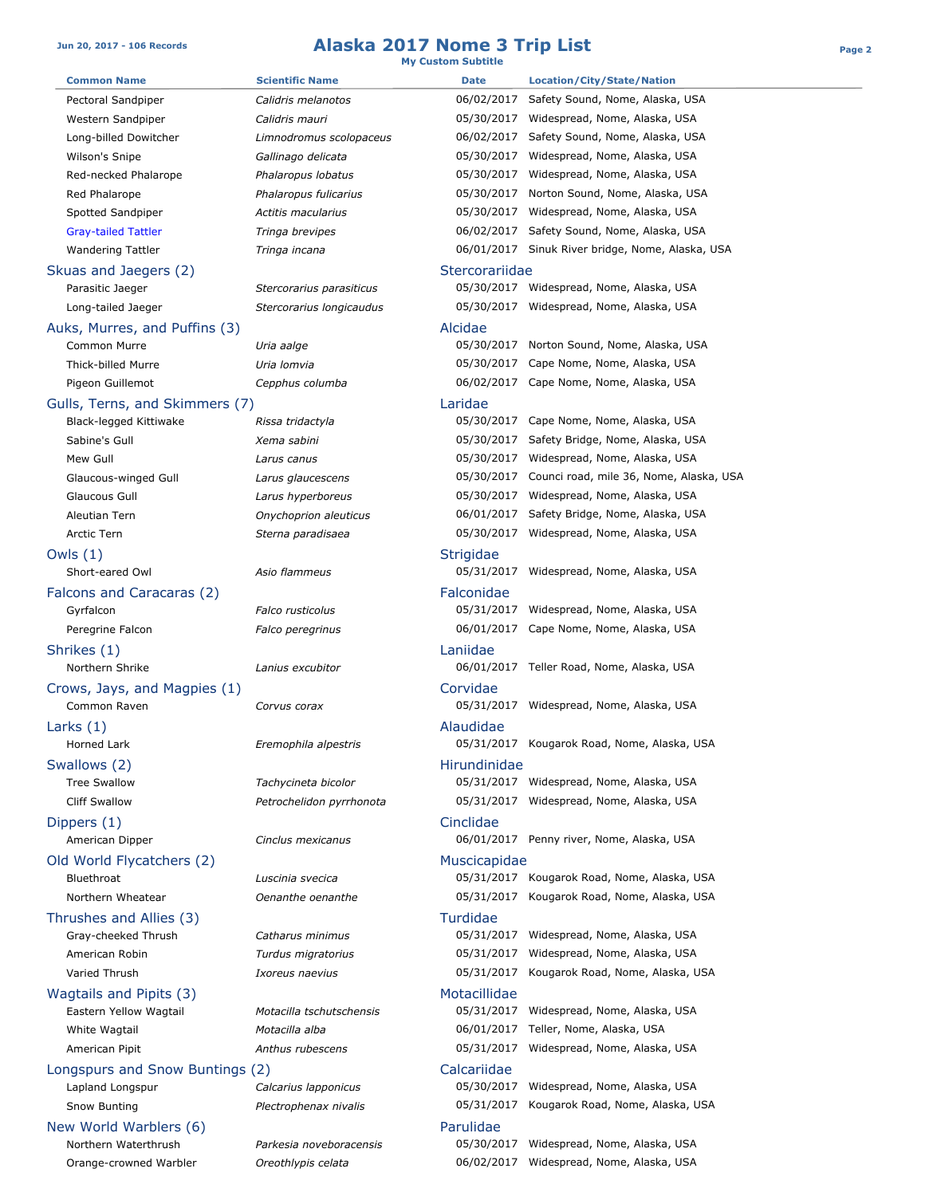# Alaska 2017 Nome 3 Trip List

My Custom Subtitle

Jun 20, 2017 - 106 Records

| Common Name | Scientific Name | Date | Location/City/State/Nation |
|---|---|---|---|
| Pectoral Sandpiper | *Calidris melanotos* | 06/02/2017 | Safety Sound, Nome, Alaska, USA |
| Western Sandpiper | *Calidris mauri* | 05/30/2017 | Widespread, Nome, Alaska, USA |
| Long-billed Dowitcher | *Limnodromus scolopaceus* | 06/02/2017 | Safety Sound, Nome, Alaska, USA |
| Wilson's Snipe | *Gallinago delicata* | 05/30/2017 | Widespread, Nome, Alaska, USA |
| Red-necked Phalarope | *Phalaropus lobatus* | 05/30/2017 | Widespread, Nome, Alaska, USA |
| Red Phalarope | *Phalaropus fulicarius* | 05/30/2017 | Norton Sound, Nome, Alaska, USA |
| Spotted Sandpiper | *Actitis macularius* | 05/30/2017 | Widespread, Nome, Alaska, USA |
| Gray-tailed Tattler | *Tringa brevipes* | 06/02/2017 | Safety Sound, Nome, Alaska, USA |
| Wandering Tattler | *Tringa incana* | 06/01/2017 | Sinuk River bridge, Nome, Alaska, USA |
| **Skuas and Jaegers (2)** | | **Stercorariidae** | |
| Parasitic Jaeger | *Stercorarius parasiticus* | 05/30/2017 | Widespread, Nome, Alaska, USA |
| Long-tailed Jaeger | *Stercorarius longicaudus* | 05/30/2017 | Widespread, Nome, Alaska, USA |
| **Auks, Murres, and Puffins (3)** | | **Alcidae** | |
| Common Murre | *Uria aalge* | 05/30/2017 | Norton Sound, Nome, Alaska, USA |
| Thick-billed Murre | *Uria lomvia* | 05/30/2017 | Cape Nome, Nome, Alaska, USA |
| Pigeon Guillemot | *Cepphus columba* | 06/02/2017 | Cape Nome, Nome, Alaska, USA |
| **Gulls, Terns, and Skimmers (7)** | | **Laridae** | |
| Black-legged Kittiwake | *Rissa tridactyla* | 05/30/2017 | Cape Nome, Nome, Alaska, USA |
| Sabine's Gull | *Xema sabini* | 05/30/2017 | Safety Bridge, Nome, Alaska, USA |
| Mew Gull | *Larus canus* | 05/30/2017 | Widespread, Nome, Alaska, USA |
| Glaucous-winged Gull | *Larus glaucescens* | 05/30/2017 | Counci road, mile 36, Nome, Alaska, USA |
| Glaucous Gull | *Larus hyperboreus* | 05/30/2017 | Widespread, Nome, Alaska, USA |
| Aleutian Tern | *Onychoprion aleuticus* | 06/01/2017 | Safety Bridge, Nome, Alaska, USA |
| Arctic Tern | *Sterna paradisaea* | 05/30/2017 | Widespread, Nome, Alaska, USA |
| **Owls (1)** | | **Strigidae** | |
| Short-eared Owl | *Asio flammeus* | 05/31/2017 | Widespread, Nome, Alaska, USA |
| **Falcons and Caracaras (2)** | | **Falconidae** | |
| Gyrfalcon | *Falco rusticolus* | 05/31/2017 | Widespread, Nome, Alaska, USA |
| Peregrine Falcon | *Falco peregrinus* | 06/01/2017 | Cape Nome, Nome, Alaska, USA |
| **Shrikes (1)** | | **Laniidae** | |
| Northern Shrike | *Lanius excubitor* | 06/01/2017 | Teller Road, Nome, Alaska, USA |
| **Crows, Jays, and Magpies (1)** | | **Corvidae** | |
| Common Raven | *Corvus corax* | 05/31/2017 | Widespread, Nome, Alaska, USA |
| **Larks (1)** | | **Alaudidae** | |
| Horned Lark | *Eremophila alpestris* | 05/31/2017 | Kougarok Road, Nome, Alaska, USA |
| **Swallows (2)** | | **Hirundinidae** | |
| Tree Swallow | *Tachycineta bicolor* | 05/31/2017 | Widespread, Nome, Alaska, USA |
| Cliff Swallow | *Petrochelidon pyrrhonota* | 05/31/2017 | Widespread, Nome, Alaska, USA |
| **Dippers (1)** | | **Cinclidae** | |
| American Dipper | *Cinclus mexicanus* | 06/01/2017 | Penny river, Nome, Alaska, USA |
| **Old World Flycatchers (2)** | | **Muscicapidae** | |
| Bluethroat | *Luscinia svecica* | 05/31/2017 | Kougarok Road, Nome, Alaska, USA |
| Northern Wheatear | *Oenanthe oenanthe* | 05/31/2017 | Kougarok Road, Nome, Alaska, USA |
| **Thrushes and Allies (3)** | | **Turdidae** | |
| Gray-cheeked Thrush | *Catharus minimus* | 05/31/2017 | Widespread, Nome, Alaska, USA |
| American Robin | *Turdus migratorius* | 05/31/2017 | Widespread, Nome, Alaska, USA |
| Varied Thrush | *Ixoreus naevius* | 05/31/2017 | Kougarok Road, Nome, Alaska, USA |
| **Wagtails and Pipits (3)** | | **Motacillidae** | |
| Eastern Yellow Wagtail | *Motacilla tschutschensis* | 05/31/2017 | Widespread, Nome, Alaska, USA |
| White Wagtail | *Motacilla alba* | 06/01/2017 | Teller, Nome, Alaska, USA |
| American Pipit | *Anthus rubescens* | 05/31/2017 | Widespread, Nome, Alaska, USA |
| **Longspurs and Snow Buntings (2)** | | **Calcariidae** | |
| Lapland Longspur | *Calcarius lapponicus* | 05/30/2017 | Widespread, Nome, Alaska, USA |
| Snow Bunting | *Plectrophenax nivalis* | 05/31/2017 | Kougarok Road, Nome, Alaska, USA |
| **New World Warblers (6)** | | **Parulidae** | |
| Northern Waterthrush | *Parkesia noveboracensis* | 05/30/2017 | Widespread, Nome, Alaska, USA |
| Orange-crowned Warbler | *Oreothlypis celata* | 06/02/2017 | Widespread, Nome, Alaska, USA |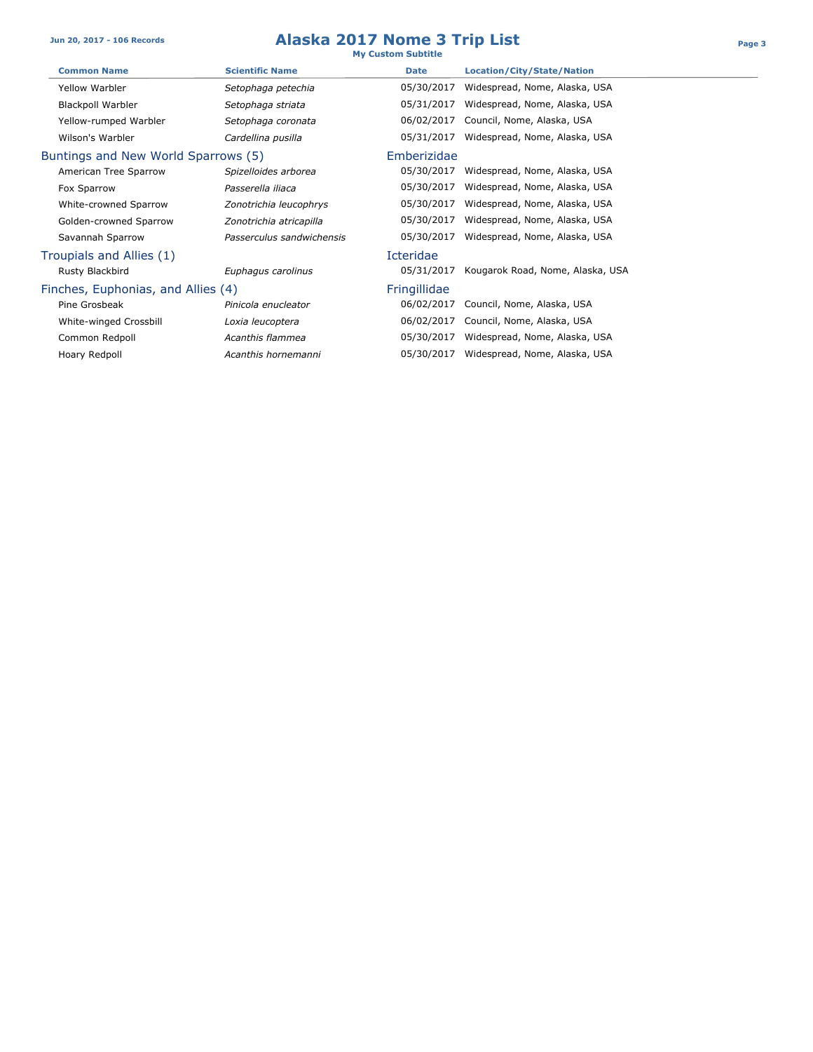| Common Name | Scientific Name | Date | Location/City/State/Nation |
| --- | --- | --- | --- |
| Yellow Warbler | *Setophaga petechia* | 05/30/2017 | Widespread, Nome, Alaska, USA |
| Blackpoll Warbler | *Setophaga striata* | 05/31/2017 | Widespread, Nome, Alaska, USA |
| Yellow-rumped Warbler | *Setophaga coronata* | 06/02/2017 | Council, Nome, Alaska, USA |
| Wilson's Warbler | *Cardellina pusilla* | 05/31/2017 | Widespread, Nome, Alaska, USA |
| **Buntings and New World Sparrows (5)** | | **Emberizidae** | |
| American Tree Sparrow | *Spizelloides arborea* | 05/30/2017 | Widespread, Nome, Alaska, USA |
| Fox Sparrow | *Passerella iliaca* | 05/30/2017 | Widespread, Nome, Alaska, USA |
| White-crowned Sparrow | *Zonotrichia leucophrys* | 05/30/2017 | Widespread, Nome, Alaska, USA |
| Golden-crowned Sparrow | *Zonotrichia atricapilla* | 05/30/2017 | Widespread, Nome, Alaska, USA |
| Savannah Sparrow | *Passerculus sandwichensis* | 05/30/2017 | Widespread, Nome, Alaska, USA |
| **Troupials and Allies (1)** | | **Icteridae** | |
| Rusty Blackbird | *Euphagus carolinus* | 05/31/2017 | Kougarok Road, Nome, Alaska, USA |
| **Finches, Euphonias, and Allies (4)** | | **Fringillidae** | |
| Pine Grosbeak | *Pinicola enucleator* | 06/02/2017 | Council, Nome, Alaska, USA |
| White-winged Crossbill | *Loxia leucoptera* | 06/02/2017 | Council, Nome, Alaska, USA |
| Common Redpoll | *Acanthis flammea* | 05/30/2017 | Widespread, Nome, Alaska, USA |
| Hoary Redpoll | *Acanthis hornemanni* | 05/30/2017 | Widespread, Nome, Alaska, USA |